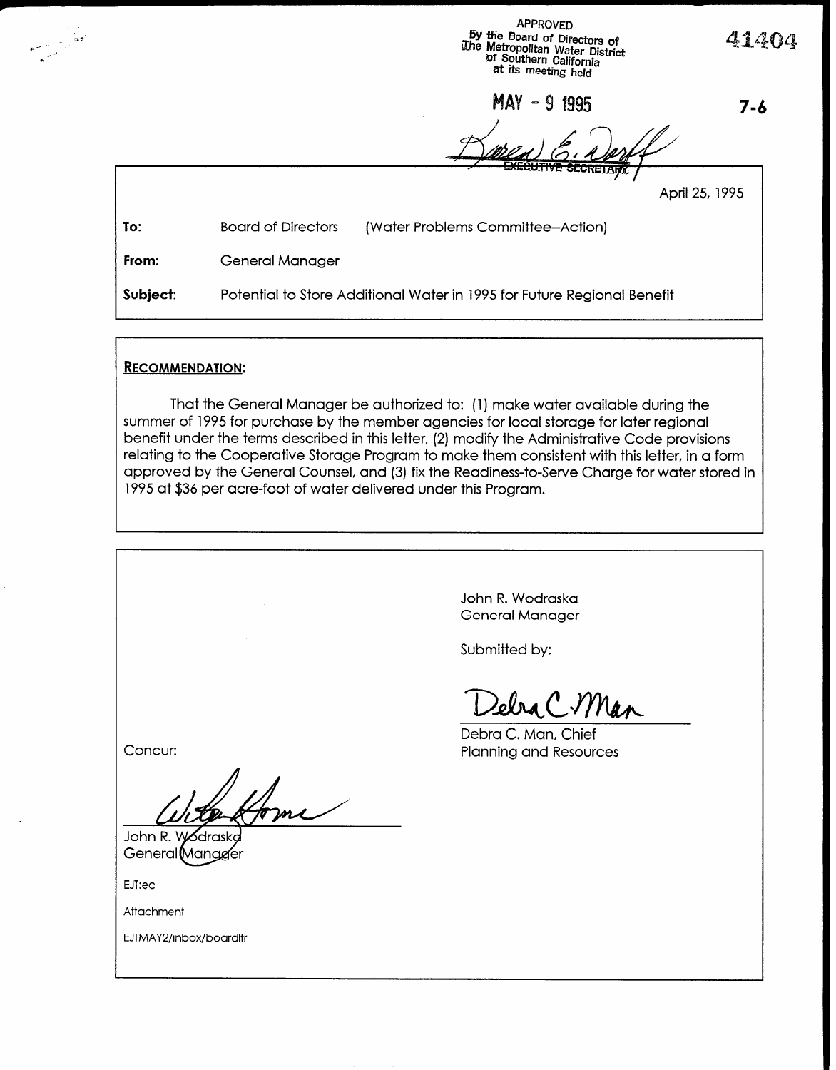APPROVED
By the Board of Directors of
The Metropolitan Water District
of Southern California
at its meeting held

MAY - 9 1995

EXECUTIVE SECRETARY

41404

7-6

April 25, 1995

**To:** Board of Directors (Water Problems Committee--Action)

**From:** General Manager

**Subject:** Potential to Store Additional Water in 1995 for Future Regional Benefit

## RECOMMENDATION:

That the General Manager be authorized to: (1) make water available during the summer of 1995 for purchase by the member agencies for local storage for later regional benefit under the terms described in this letter, (2) modify the Administrative Code provisions relating to the Cooperative Storage Program to make them consistent with this letter, in a form approved by the General Counsel, and (3) fix the Readiness-to-Serve Charge for water stored in 1995 at $36 per acre-foot of water delivered under this Program.

John R. Wodraska
General Manager

Submitted by:

Debra C. Man, Chief
Planning and Resources

Concur:

John R. Wodraska
General Manager

EJT:ec

Attachment

EJTMAY2/inbox/boardltr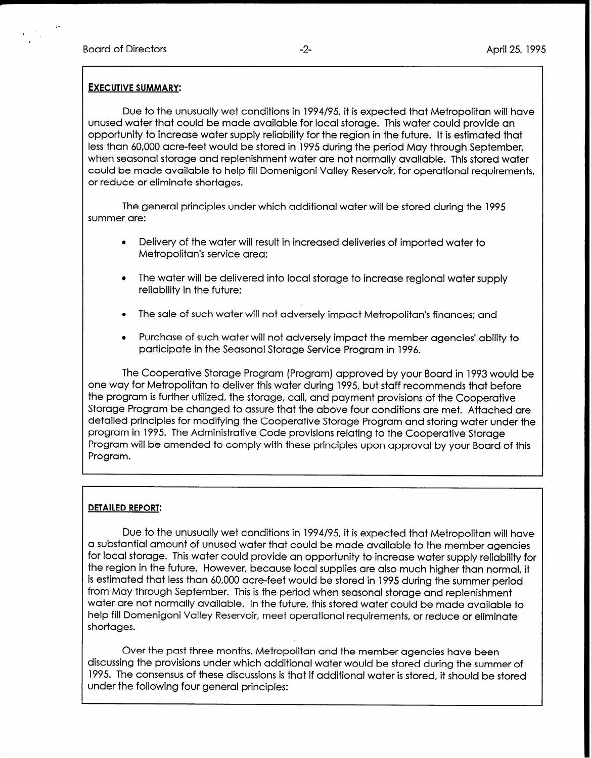**EXECUTIVE SUMMARY:**

Due to the unusually wet conditions in 1994/95, it is expected that Metropolitan will have unused water that could be made available for local storage. This water could provide an opportunity to increase water supply reliability for the region in the future. It is estimated that less than 60,000 acre-feet would be stored in 1995 during the period May through September, when seasonal storage and replenishment water are not normally available. This stored water could be made available to help fill Domenigoni Valley Reservoir, for operational requirements, or reduce or eliminate shortages.

The general principles under which additional water will be stored during the 1995 summer are:

- Delivery of the water will result in increased deliveries of imported water to Metropolitan's service area;
- The water will be delivered into local storage to increase regional water supply reliability in the future;
- The sale of such water will not adversely impact Metropolitan's finances; and
- Purchase of such water will not adversely impact the member agencies' ability to participate in the Seasonal Storage Service Program in 1996.

The Cooperative Storage Program (Program) approved by your Board in 1993 would be one way for Metropolitan to deliver this water during 1995, but staff recommends that before the program is further utilized, the storage, call, and payment provisions of the Cooperative Storage Program be changed to assure that the above four conditions are met. Attached are detailed principles for modifying the Cooperative Storage Program and storing water under the program in 1995. The Administrative Code provisions relating to the Cooperative Storage Program will be amended to comply with these principles upon approval by your Board of this Program.

**DETAILED REPORT:**

Due to the unusually wet conditions in 1994/95, it is expected that Metropolitan will have a substantial amount of unused water that could be made available to the member agencies for local storage. This water could provide an opportunity to increase water supply reliability for the region in the future. However, because local supplies are also much higher than normal, it is estimated that less than 60,000 acre-feet would be stored in 1995 during the summer period from May through September. This is the period when seasonal storage and replenishment water are not normally available. In the future, this stored water could be made available to help fill Domenigoni Valley Reservoir, meet operational requirements, or reduce or eliminate shortages.

Over the past three months, Metropolitan and the member agencies have been discussing the provisions under which additional water would be stored during the summer of 1995. The consensus of these discussions is that if additional water is stored, it should be stored under the following four general principles: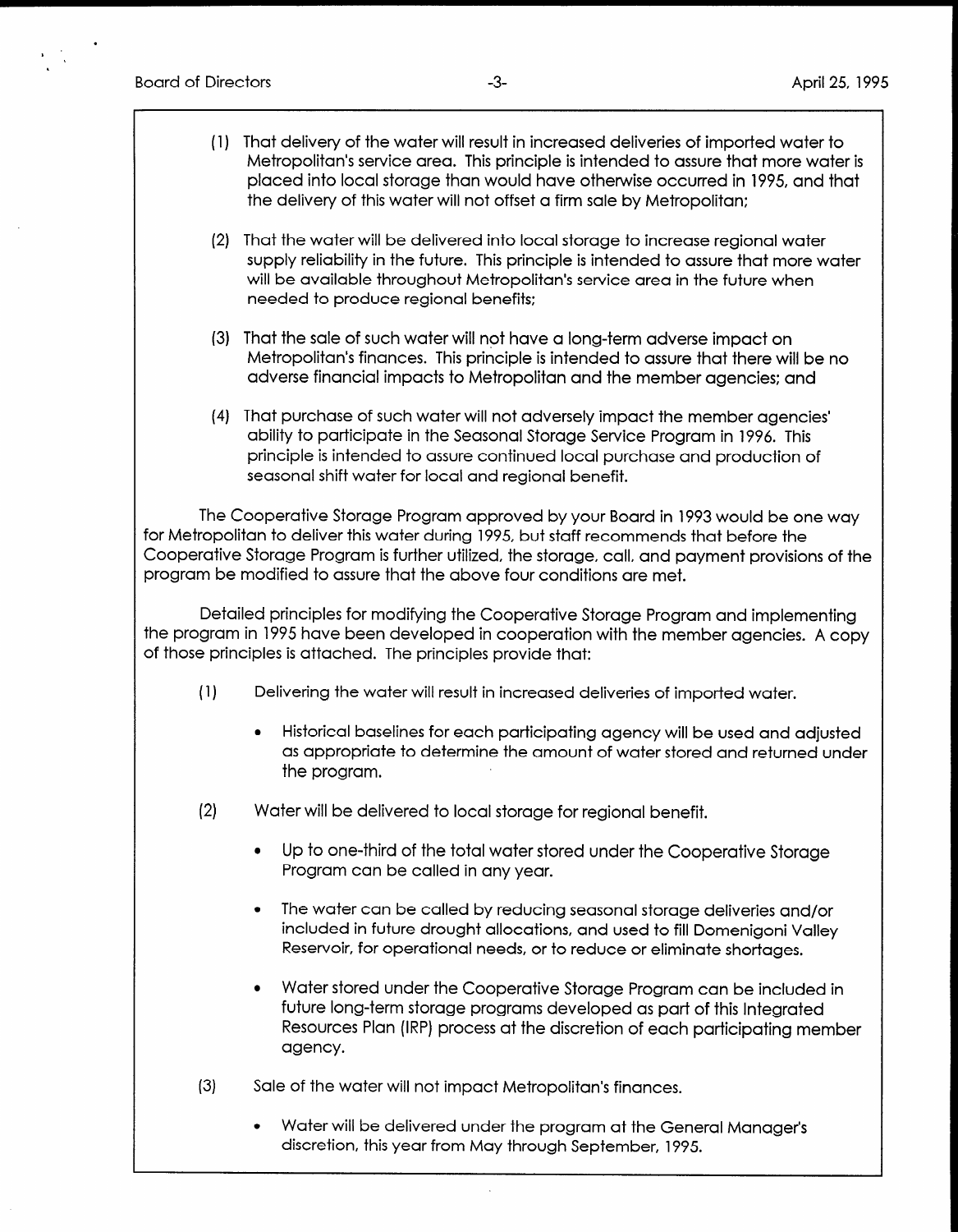(1) That delivery of the water will result in increased deliveries of imported water to Metropolitan's service area. This principle is intended to assure that more water is placed into local storage than would have otherwise occurred in 1995, and that the delivery of this water will not offset a firm sale by Metropolitan;

(2) That the water will be delivered into local storage to increase regional water supply reliability in the future. This principle is intended to assure that more water will be available throughout Metropolitan's service area in the future when needed to produce regional benefits;

(3) That the sale of such water will not have a long-term adverse impact on Metropolitan's finances. This principle is intended to assure that there will be no adverse financial impacts to Metropolitan and the member agencies; and

(4) That purchase of such water will not adversely impact the member agencies' ability to participate in the Seasonal Storage Service Program in 1996. This principle is intended to assure continued local purchase and production of seasonal shift water for local and regional benefit.

The Cooperative Storage Program approved by your Board in 1993 would be one way for Metropolitan to deliver this water during 1995, but staff recommends that before the Cooperative Storage Program is further utilized, the storage, call, and payment provisions of the program be modified to assure that the above four conditions are met.

Detailed principles for modifying the Cooperative Storage Program and implementing the program in 1995 have been developed in cooperation with the member agencies. A copy of those principles is attached. The principles provide that:

(1) Delivering the water will result in increased deliveries of imported water.

- Historical baselines for each participating agency will be used and adjusted as appropriate to determine the amount of water stored and returned under the program.

(2) Water will be delivered to local storage for regional benefit.

- Up to one-third of the total water stored under the Cooperative Storage Program can be called in any year.
- The water can be called by reducing seasonal storage deliveries and/or included in future drought allocations, and used to fill Domenigoni Valley Reservoir, for operational needs, or to reduce or eliminate shortages.
- Water stored under the Cooperative Storage Program can be included in future long-term storage programs developed as part of this Integrated Resources Plan (IRP) process at the discretion of each participating member agency.

(3) Sale of the water will not impact Metropolitan's finances.

- Water will be delivered under the program at the General Manager's discretion, this year from May through September, 1995.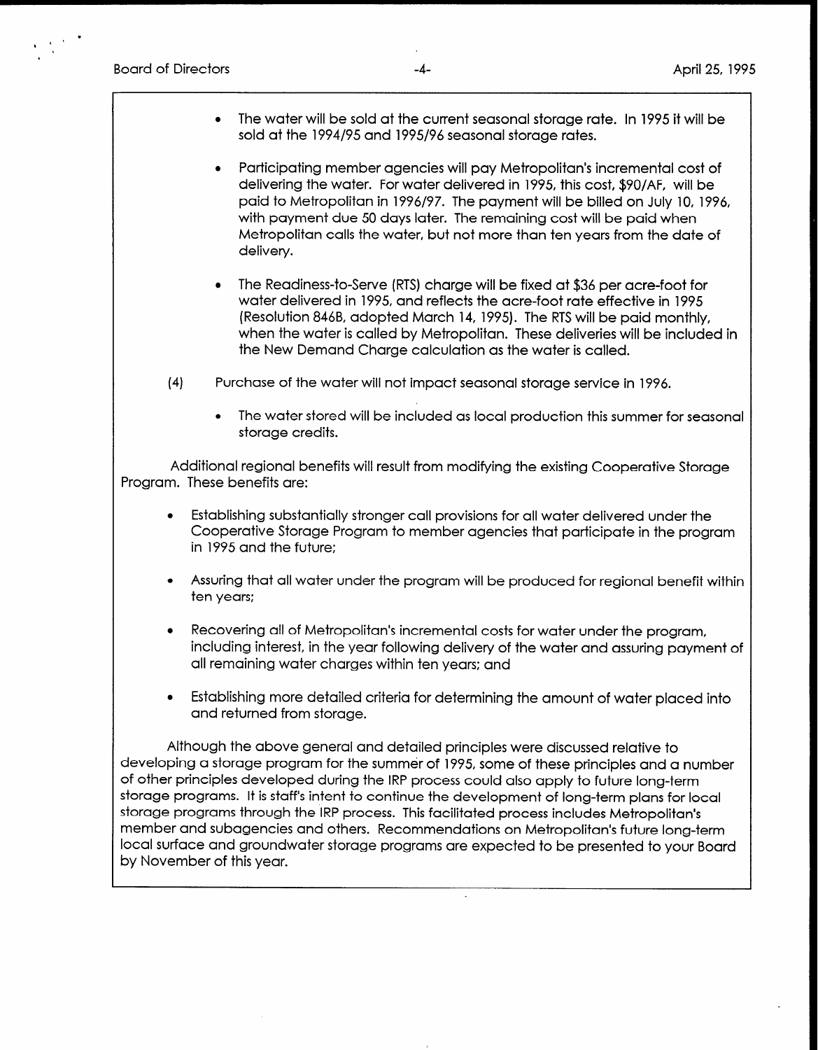- The water will be sold at the current seasonal storage rate. In 1995 it will be sold at the 1994/95 and 1995/96 seasonal storage rates.

- Participating member agencies will pay Metropolitan's incremental cost of delivering the water. For water delivered in 1995, this cost, $90/AF, will be paid to Metropolitan in 1996/97. The payment will be billed on July 10, 1996, with payment due 50 days later. The remaining cost will be paid when Metropolitan calls the water, but not more than ten years from the date of delivery.

- The Readiness-to-Serve (RTS) charge will be fixed at $36 per acre-foot for water delivered in 1995, and reflects the acre-foot rate effective in 1995 (Resolution 846B, adopted March 14, 1995). The RTS will be paid monthly, when the water is called by Metropolitan. These deliveries will be included in the New Demand Charge calculation as the water is called.

(4) Purchase of the water will not impact seasonal storage service in 1996.

- The water stored will be included as local production this summer for seasonal storage credits.

Additional regional benefits will result from modifying the existing Cooperative Storage Program. These benefits are:

- Establishing substantially stronger call provisions for all water delivered under the Cooperative Storage Program to member agencies that participate in the program in 1995 and the future;

- Assuring that all water under the program will be produced for regional benefit within ten years;

- Recovering all of Metropolitan's incremental costs for water under the program, including interest, in the year following delivery of the water and assuring payment of all remaining water charges within ten years; and

- Establishing more detailed criteria for determining the amount of water placed into and returned from storage.

Although the above general and detailed principles were discussed relative to developing a storage program for the summer of 1995, some of these principles and a number of other principles developed during the IRP process could also apply to future long-term storage programs. It is staff's intent to continue the development of long-term plans for local storage programs through the IRP process. This facilitated process includes Metropolitan's member and subagencies and others. Recommendations on Metropolitan's future long-term local surface and groundwater storage programs are expected to be presented to your Board by November of this year.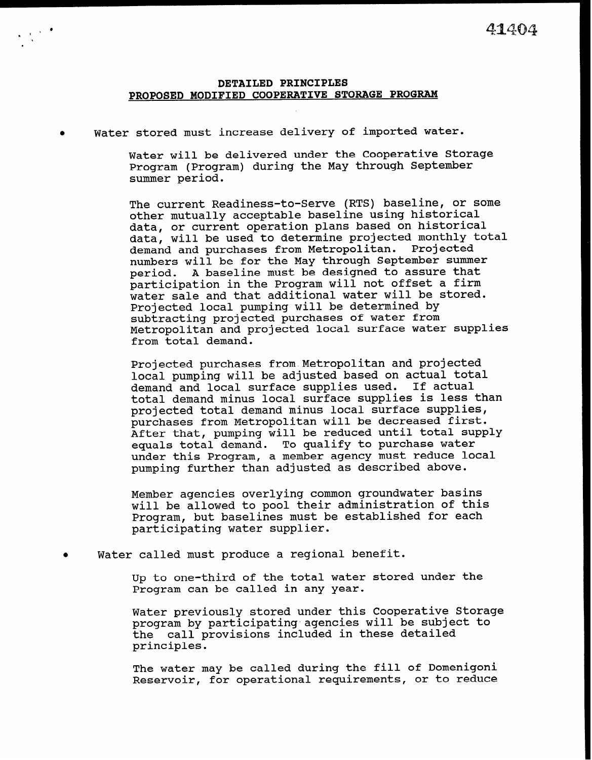## DETAILED PRINCIPLES
## PROPOSED MODIFIED COOPERATIVE STORAGE PROGRAM

- Water stored must increase delivery of imported water.

  Water will be delivered under the Cooperative Storage Program (Program) during the May through September summer period.

  The current Readiness-to-Serve (RTS) baseline, or some other mutually acceptable baseline using historical data, or current operation plans based on historical data, will be used to determine projected monthly total demand and purchases from Metropolitan. Projected numbers will be for the May through September summer period. A baseline must be designed to assure that participation in the Program will not offset a firm water sale and that additional water will be stored. Projected local pumping will be determined by subtracting projected purchases of water from Metropolitan and projected local surface water supplies from total demand.

  Projected purchases from Metropolitan and projected local pumping will be adjusted based on actual total demand and local surface supplies used. If actual total demand minus local surface supplies is less than projected total demand minus local surface supplies, purchases from Metropolitan will be decreased first. After that, pumping will be reduced until total supply equals total demand. To qualify to purchase water under this Program, a member agency must reduce local pumping further than adjusted as described above.

  Member agencies overlying common groundwater basins will be allowed to pool their administration of this Program, but baselines must be established for each participating water supplier.

- Water called must produce a regional benefit.

  Up to one-third of the total water stored under the Program can be called in any year.

  Water previously stored under this Cooperative Storage program by participating agencies will be subject to the call provisions included in these detailed principles.

  The water may be called during the fill of Domenigoni Reservoir, for operational requirements, or to reduce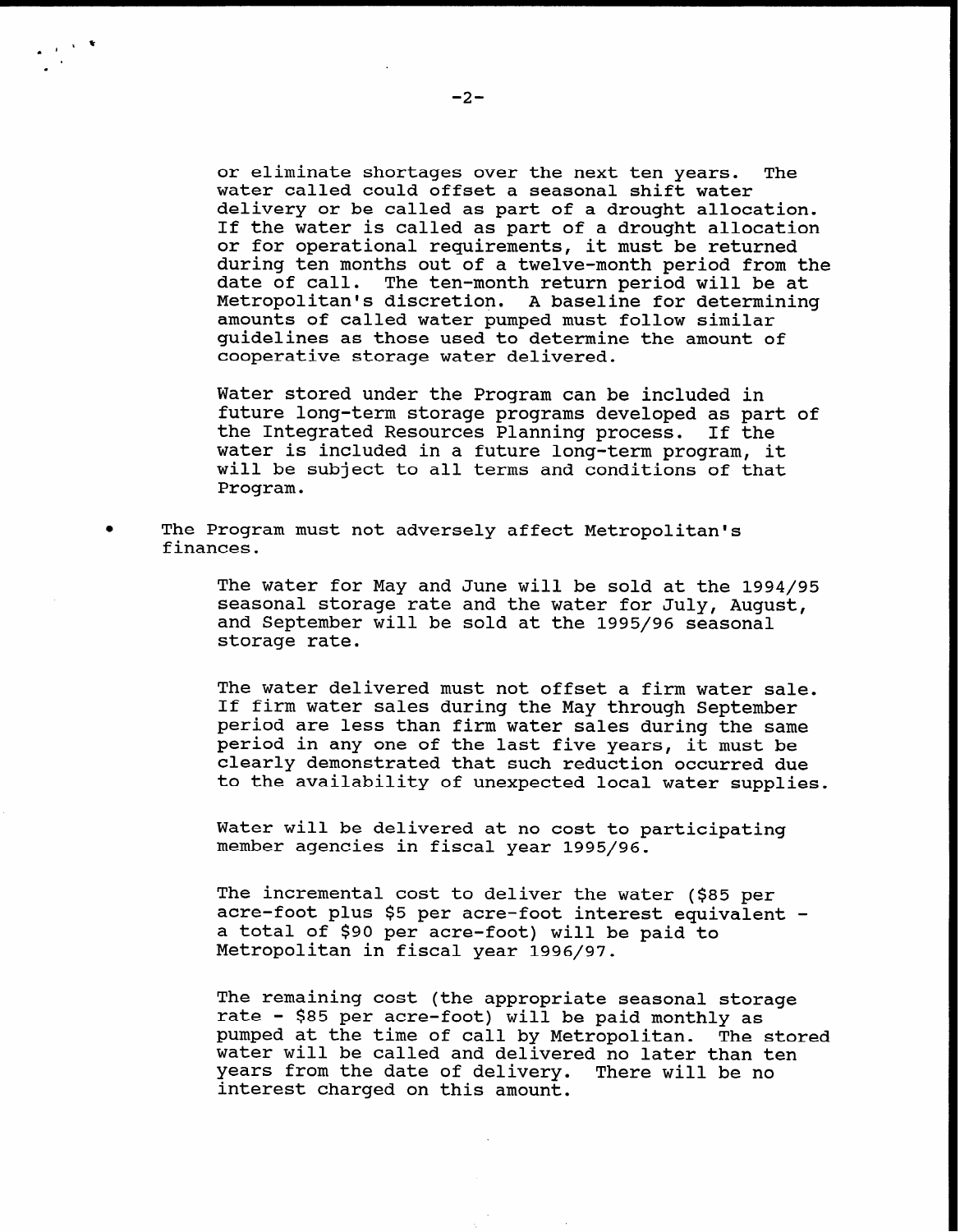or eliminate shortages over the next ten years. The water called could offset a seasonal shift water delivery or be called as part of a drought allocation. If the water is called as part of a drought allocation or for operational requirements, it must be returned during ten months out of a twelve-month period from the date of call. The ten-month return period will be at Metropolitan's discretion. A baseline for determining amounts of called water pumped must follow similar guidelines as those used to determine the amount of cooperative storage water delivered.

Water stored under the Program can be included in future long-term storage programs developed as part of the Integrated Resources Planning process. If the water is included in a future long-term program, it will be subject to all terms and conditions of that Program.

- The Program must not adversely affect Metropolitan's finances.

  The water for May and June will be sold at the 1994/95 seasonal storage rate and the water for July, August, and September will be sold at the 1995/96 seasonal storage rate.

  The water delivered must not offset a firm water sale. If firm water sales during the May through September period are less than firm water sales during the same period in any one of the last five years, it must be clearly demonstrated that such reduction occurred due to the availability of unexpected local water supplies.

  Water will be delivered at no cost to participating member agencies in fiscal year 1995/96.

  The incremental cost to deliver the water ($85 per acre-foot plus $5 per acre-foot interest equivalent - a total of $90 per acre-foot) will be paid to Metropolitan in fiscal year 1996/97.

  The remaining cost (the appropriate seasonal storage rate - $85 per acre-foot) will be paid monthly as pumped at the time of call by Metropolitan. The stored water will be called and delivered no later than ten years from the date of delivery. There will be no interest charged on this amount.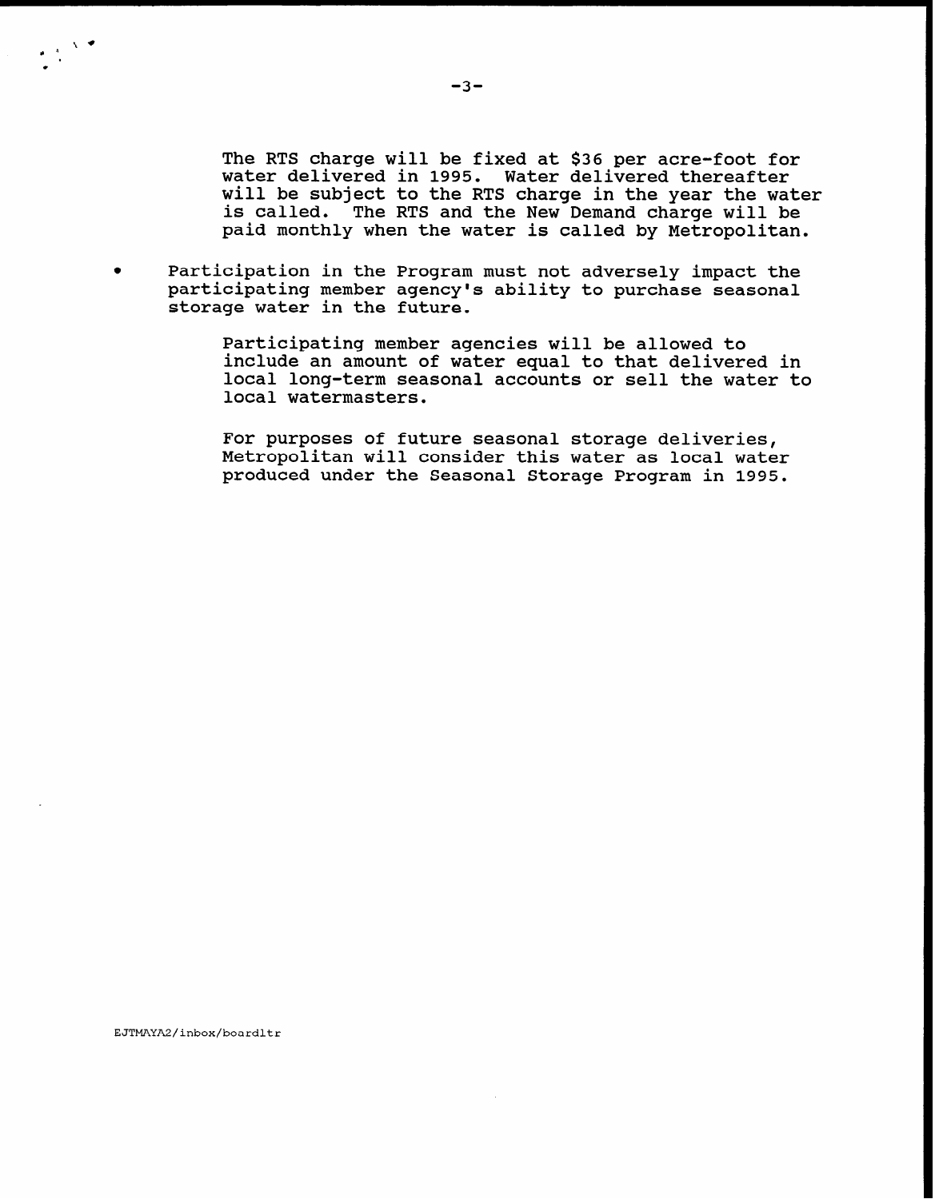The RTS charge will be fixed at $36 per acre-foot for water delivered in 1995. Water delivered thereafter will be subject to the RTS charge in the year the water is called. The RTS and the New Demand charge will be paid monthly when the water is called by Metropolitan.

- Participation in the Program must not adversely impact the participating member agency's ability to purchase seasonal storage water in the future.

  Participating member agencies will be allowed to include an amount of water equal to that delivered in local long-term seasonal accounts or sell the water to local watermasters.

  For purposes of future seasonal storage deliveries, Metropolitan will consider this water as local water produced under the Seasonal Storage Program in 1995.

EJTMAYA2/inbox/boardltr